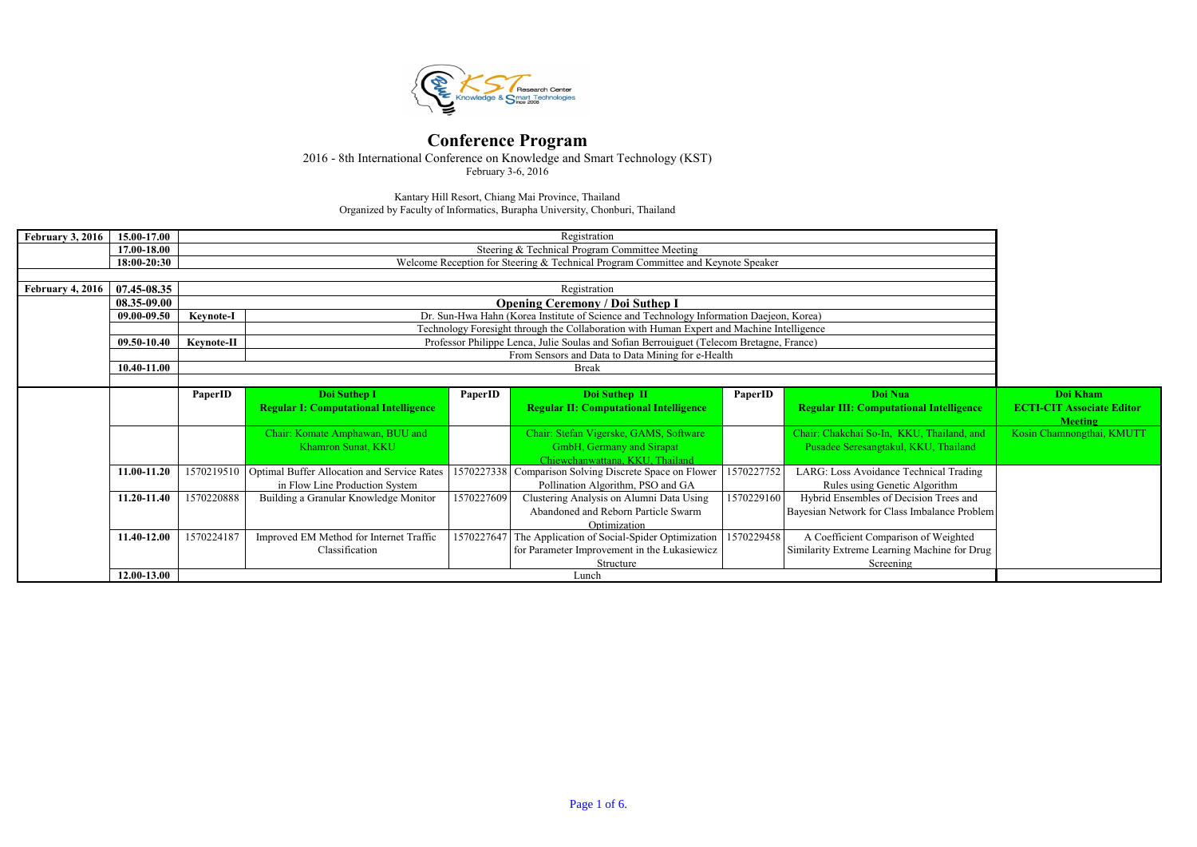# Conference Program

2016 - 8th International Conference on Knowledge and Smart Technology (KST)
February 3-6, 2016

Kantary Hill Resort, Chiang Mai Province, Thailand
Organized by Faculty of Informatics, Burapha University, Chonburi, Thailand

| | | | | | | | | |
|---|---|---|---|---|---|---|---|---|
| **February 3, 2016** | **15.00-17.00** | Registration | | | | | | |
| | **17.00-18.00** | Steering & Technical Program Committee Meeting | | | | | | |
| | **18:00-20:30** | Welcome Reception for Steering & Technical Program Committee and Keynote Speaker | | | | | | |
| | | | | | | | | |
| **February 4, 2016** | **07.45-08.35** | Registration | | | | | | |
| | **08.35-09.00** | **Opening Ceremony / Doi Suthep I** | | | | | | |
| | **09.00-09.50** | **Keynote-I** | Dr. Sun-Hwa Hahn (Korea Institute of Science and Technology Information Daejeon, Korea) | | | | | |
| | | | Technology Foresight through the Collaboration with Human Expert and Machine Intelligence | | | | | |
| | **09.50-10.40** | **Keynote-II** | Professor Philippe Lenca, Julie Soulas and Sofian Berrouiguet (Telecom Bretagne, France) | | | | | |
| | | | From Sensors and Data to Data Mining for e-Health | | | | | |
| | **10.40-11.00** | Break | | | | | | |
| | | | | | | | | |
| | | **PaperID** | **Doi Suthep I**<br>**Regular I: Computational Intelligence** | **PaperID** | **Doi Suthep II**<br>**Regular II: Computational Intelligence** | **PaperID** | **Doi Nua**<br>**Regular III: Computational Intelligence** | **Doi Kham**<br>**ECTI-CIT Associate Editor Meeting** |
| | | | Chair: Komate Amphawan, BUU and Khamron Sunat, KKU | | Chair: Stefan Vigerske, GAMS, Software GmbH, Germany and Sirapat Chiewchanwattana, KKU, Thailand | | Chair: Chakchai So-In, KKU, Thailand, and Pusadee Seresangtakul, KKU, Thailand | Kosin Chamnongthai, KMUTT |
| | **11.00-11.20** | 1570219510 | Optimal Buffer Allocation and Service Rates in Flow Line Production System | 1570227338 | Comparison Solving Discrete Space on Flower Pollination Algorithm, PSO and GA | 1570227752 | LARG: Loss Avoidance Technical Trading Rules using Genetic Algorithm | |
| | **11.20-11.40** | 1570220888 | Building a Granular Knowledge Monitor | 1570227609 | Clustering Analysis on Alumni Data Using Abandoned and Reborn Particle Swarm Optimization | 1570229160 | Hybrid Ensembles of Decision Trees and Bayesian Network for Class Imbalance Problem | |
| | **11.40-12.00** | 1570224187 | Improved EM Method for Internet Traffic Classification | 1570227647 | The Application of Social-Spider Optimization for Parameter Improvement in the Łukasiewicz Structure | 1570229458 | A Coefficient Comparison of Weighted Similarity Extreme Learning Machine for Drug Screening | |
| | **12.00-13.00** | Lunch | | | | | | |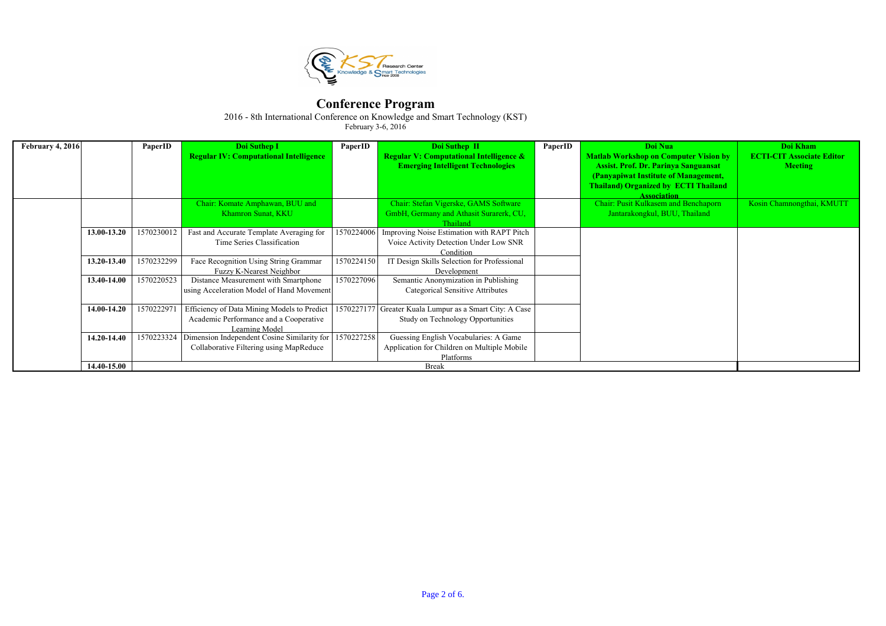# Conference Program

2016 - 8th International Conference on Knowledge and Smart Technology (KST)

February 3-6, 2016

| February 4, 2016 | | PaperID | Doi Suthep I<br>Regular IV: Computational Intelligence | PaperID | Doi Suthep II<br>Regular V: Computational Intelligence & Emerging Intelligent Technologies | PaperID | Doi Nua<br>Matlab Workshop on Computer Vision by Assist. Prof. Dr. Parinya Sanguansat (Panyapiwat Institute of Management, Thailand) Organized by ECTI Thailand Association | Doi Kham<br>ECTI-CIT Associate Editor Meeting |
|---|---|---|---|---|---|---|---|---|
| | | | Chair: Komate Amphawan, BUU and Khamron Sunat, KKU | | Chair: Stefan Vigerske, GAMS Software GmbH, Germany and Athasit Surarerk, CU, Thailand | | Chair: Pusit Kulkasem and Benchaporn Jantarakongkul, BUU, Thailand | Kosin Chamnongthai, KMUTT |
| | 13.00-13.20 | 1570230012 | Fast and Accurate Template Averaging for Time Series Classification | 1570224006 | Improving Noise Estimation with RAPT Pitch Voice Activity Detection Under Low SNR Condition | | | |
| | 13.20-13.40 | 1570232299 | Face Recognition Using String Grammar Fuzzy K-Nearest Neighbor | 1570224150 | IT Design Skills Selection for Professional Development | | | |
| | 13.40-14.00 | 1570220523 | Distance Measurement with Smartphone using Acceleration Model of Hand Movement | 1570227096 | Semantic Anonymization in Publishing Categorical Sensitive Attributes | | | |
| | 14.00-14.20 | 1570222971 | Efficiency of Data Mining Models to Predict Academic Performance and a Cooperative Learning Model | 1570227177 | Greater Kuala Lumpur as a Smart City: A Case Study on Technology Opportunities | | | |
| | 14.20-14.40 | 1570223324 | Dimension Independent Cosine Similarity for Collaborative Filtering using MapReduce | 1570227258 | Guessing English Vocabularies: A Game Application for Children on Multiple Mobile Platforms | | | |
| | 14.40-15.00 | Break | | | | | | |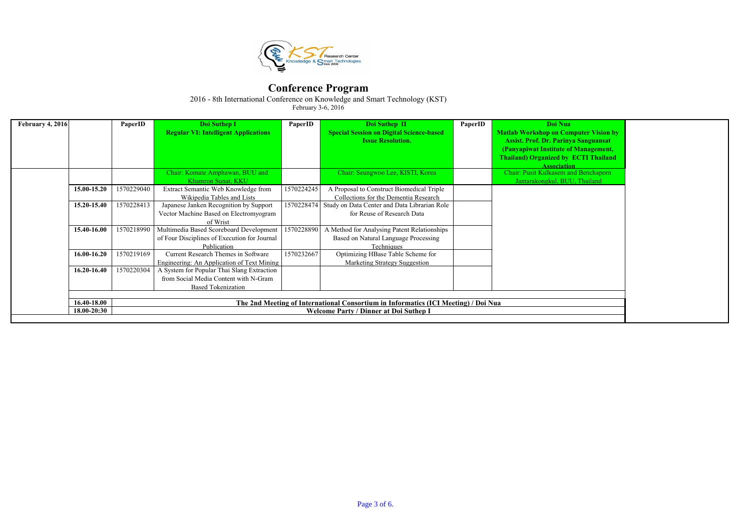# Conference Program

2016 - 8th International Conference on Knowledge and Smart Technology (KST)

February 3-6, 2016

| February 4, 2016 | | PaperID | Doi Suthep I<br>Regular VI: Intelligent Applications | PaperID | Doi Suthep II<br>Special Session on Digital Science-based Issue Resolution. | PaperID | Doi Nua<br>Matlab Workshop on Computer Vision by Assist. Prof. Dr. Parinya Sanguansat (Panyapiwat Institute of Management, Thailand) Organized by ECTI Thailand Association |
|---|---|---|---|---|---|---|---|
| | | | Chair: Komate Amphawan, BUU and Khamron Sunat, KKU | | Chair: Seungwoo Lee, KISTI, Korea | | Chair: Pusit Kulkasem and Benchaporn Jantarakongkul, BUU, Thailand |
| | 15.00-15.20 | 1570229040 | Extract Semantic Web Knowledge from Wikipedia Tables and Lists | 1570224245 | A Proposal to Construct Biomedical Triple Collections for the Dementia Research | | |
| | 15.20-15.40 | 1570228413 | Japanese Janken Recognition by Support Vector Machine Based on Electromyogram of Wrist | 1570228474 | Study on Data Center and Data Librarian Role for Reuse of Research Data | | |
| | 15.40-16.00 | 1570218990 | Multimedia Based Scoreboard Development of Four Disciplines of Execution for Journal Publication | 1570228890 | A Method for Analysing Patent Relationships Based on Natural Language Processing Techniques | | |
| | 16.00-16.20 | 1570219169 | Current Research Themes in Software Engineering: An Application of Text Mining | 1570232667 | Optimizing HBase Table Scheme for Marketing Strategy Suggestion | | |
| | 16.20-16.40 | 1570220304 | A System for Popular Thai Slang Extraction from Social Media Content with N-Gram Based Tokenization | | | | |
| | 16.40-18.00 | The 2nd Meeting of International Consortium in Informatics (ICI Meeting) / Doi Nua | | | | | |
| | 18.00-20:30 | Welcome Party / Dinner at Doi Suthep I | | | | | |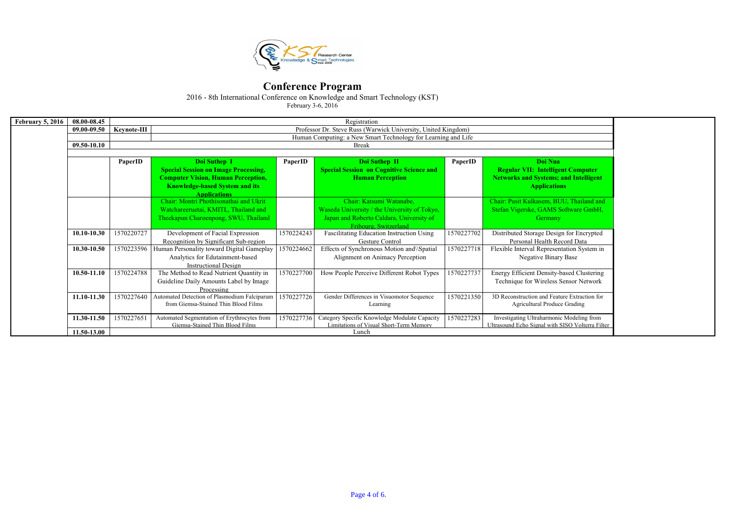# Conference Program

2016 - 8th International Conference on Knowledge and Smart Technology (KST)

February 3-6, 2016

| | | | | | | | |
|---|---|---|---|---|---|---|---|
| **February 5, 2016** | **08.00-08.45** | Registration | | | | | |
| | **09.00-09.50** | **Keynote-III** | Professor Dr. Steve Russ (Warwick University, United Kingdom) | | | | |
| | | | Human Computing: a New Smart Technology for Learning and Life | | | | |
| | **09.50-10.10** | Break | | | | | |
| | | **PaperID** | **Doi Suthep I** **Special Session on Image Processing, Computer Vision, Human Perception, Knowledge-based System and its Applications** | **PaperID** | **Doi Suthep II** **Special Session on Cognitive Science and Human Perception** | **PaperID** | **Doi Nua** **Regular VII: Intelligent Computer Networks and Systems; and Intelligent Applications** |
| | | | Chair: Montri Phothisonathai and Ukrit Watchareeruetai, KMITL, Thailand and Theekapun Charoenpong, SWU, Thailand | | Chair: Katsumi Watanabe, Waseda University / the University of Tokyo, Japan and Roberto Caldara, University of Fribourg, Switzerland | | Chair: Pusit Kulkasem, BUU, Thailand and Stefan Vigerske, GAMS Software GmbH, Germany |
| | **10.10-10.30** | 1570220727 | Development of Facial Expression Recognition by Significant Sub-region | 1570224243 | Fascilitating Education Instruction Using Gesture Control | 1570227702 | Distributed Storage Design for Encrypted Personal Health Record Data |
| | **10.30-10.50** | 1570223596 | Human Personality toward Digital Gameplay Analytics for Edutainment-based Instructional Design | 1570224662 | Effects of Synchronous Motion and\\Spatial Alignment on Animacy Perception | 1570227718 | Flexible Interval Representation System in Negative Binary Base |
| | **10.50-11.10** | 1570224788 | The Method to Read Nutrient Quantity in Guideline Daily Amounts Label by Image Processing | 1570227700 | How People Perceive Different Robot Types | 1570227737 | Energy Efficient Density-based Clustering Technique for Wireless Sensor Network |
| | **11.10-11.30** | 1570227640 | Automated Detection of Plasmodium Falciparum from Giemsa-Stained Thin Blood Films | 1570227726 | Gender Differences in Visuomotor Sequence Learning | 1570221350 | 3D Reconstruction and Feature Extraction for Agricultural Produce Grading |
| | **11.30-11.50** | 1570227651 | Automated Segmentation of Erythrocytes from Giemsa-Stained Thin Blood Films | 1570227736 | Category Specific Knowledge Modulate Capacity Limitations of Visual Short-Term Memory | 1570227283 | Investigating Ultraharmonic Modeling from Ultrasound Echo Signal with SISO Volterra Filter |
| | **11.50-13.00** | Lunch | | | | | |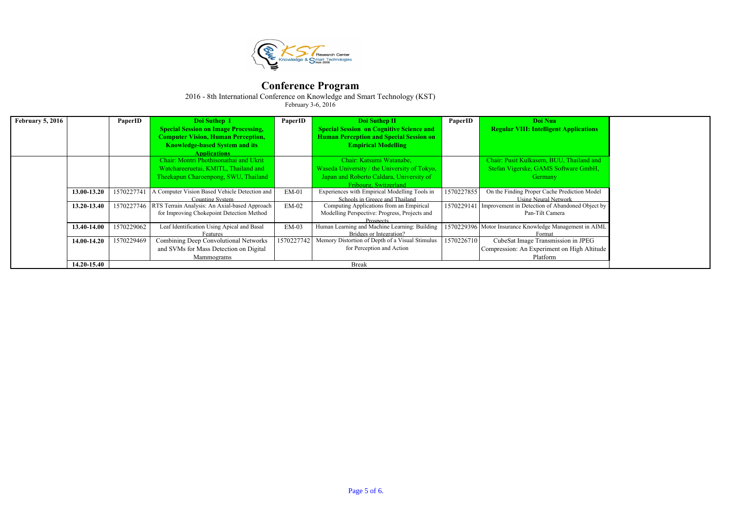# Conference Program

2016 - 8th International Conference on Knowledge and Smart Technology (KST)

February 3-6, 2016

| February 5, 2016 | | PaperID | Doi Suthep I<br>**Special Session on Image Processing, Computer Vision, Human Perception, Knowledge-based System and its Applications** | PaperID | Doi Suthep II<br>**Special Session on Cognitive Science and Human Perception and Special Session on Empirical Modelling** | PaperID | Doi Nua<br>**Regular VIII: Intelligent Applications** |
|---|---|---|---|---|---|---|---|
| | | | Chair: Montri Phothisonathai and Ukrit Watchareeruetai, KMITL, Thailand and Theekapun Charoenpong, SWU, Thailand | | Chair: Katsumi Watanabe, Waseda University / the University of Tokyo, Japan and Roberto Caldara, University of Fribourg, Switzerland | | Chair: Pusit Kulkasem, BUU, Thailand and Stefan Vigerske, GAMS Software GmbH, Germany |
| | 13.00-13.20 | 1570227741 | A Computer Vision Based Vehicle Detection and Counting System | EM-01 | Experiences with Empirical Modelling Tools in Schools in Greece and Thailand | 1570227855 | On the Finding Proper Cache Prediction Model Using Neural Network |
| | 13.20-13.40 | 1570227746 | RTS Terrain Analysis: An Axial-based Approach for Improving Chokepoint Detection Method | EM-02 | Computing Applications from an Empirical Modelling Perspective: Progress, Projects and Prospects | 1570229141 | Improvement in Detection of Abandoned Object by Pan-Tilt Camera |
| | 13.40-14.00 | 1570229062 | Leaf Identification Using Apical and Basal Features | EM-03 | Human Learning and Machine Learning: Building Bridges or Integration? | 1570229396 | Motor Insurance Knowledge Management in AIML Format |
| | 14.00-14.20 | 1570229469 | Combining Deep Convolutional Networks and SVMs for Mass Detection on Digital Mammograms | 1570227742 | Memory Distortion of Depth of a Visual Stimulus for Perception and Action | 1570226710 | CubeSat Image Transmission in JPEG Compression: An Experiment on High Altitude Platform |
| | 14.20-15.40 | | | | Break | | |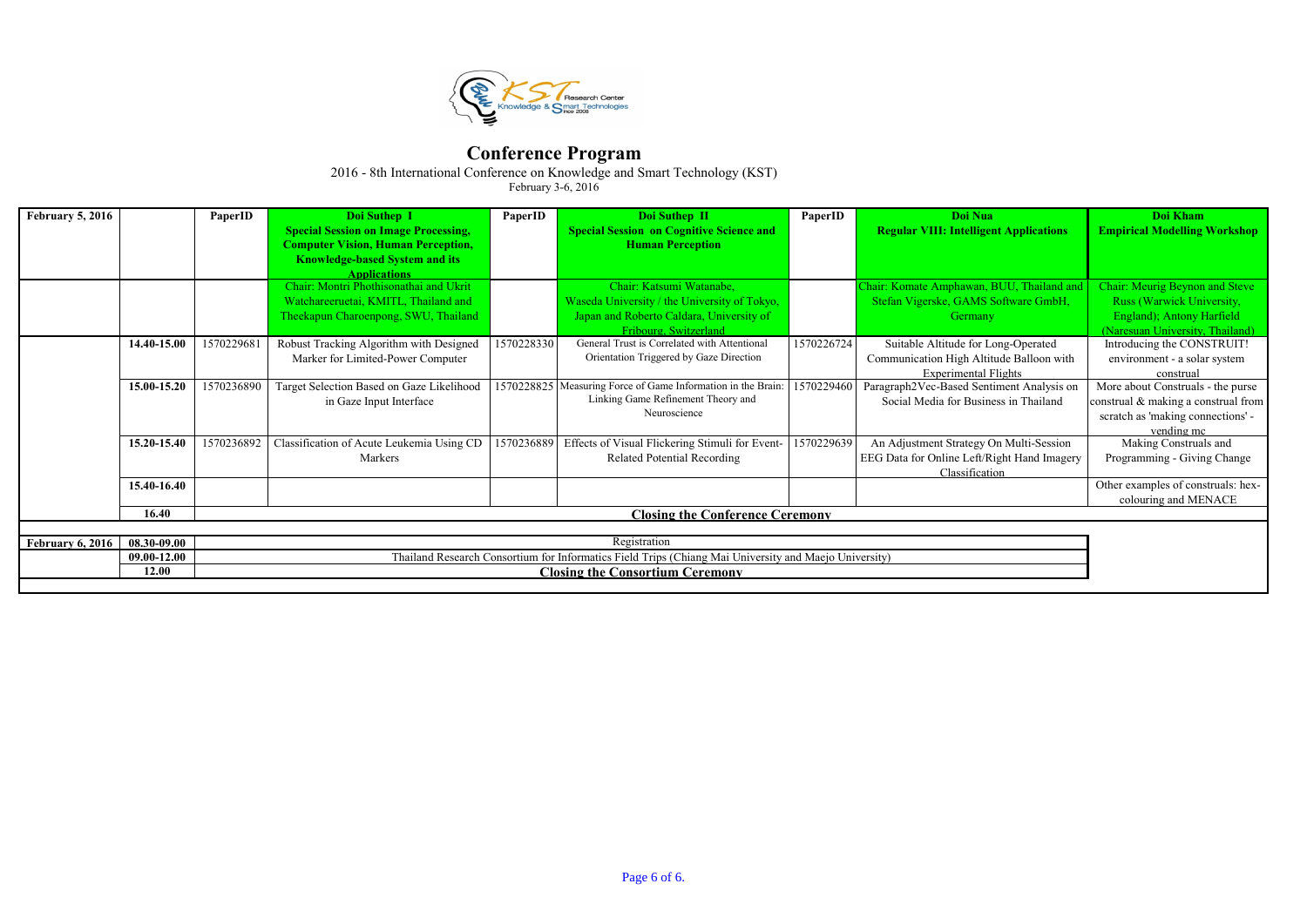# Conference Program

2016 - 8th International Conference on Knowledge and Smart Technology (KST)

February 3-6, 2016

| February 5, 2016 | | PaperID | Doi Suthep I **Special Session on Image Processing, Computer Vision, Human Perception, Knowledge-based System and its Applications** | PaperID | Doi Suthep II **Special Session on Cognitive Science and Human Perception** | PaperID | Doi Nua **Regular VIII: Intelligent Applications** | Doi Kham **Empirical Modelling Workshop** |
|---|---|---|---|---|---|---|---|---|
| | | | Chair: Montri Phothisonathai and Ukrit Watchareeruetai, KMITL, Thailand and Theekapun Charoenpong, SWU, Thailand | | Chair: Katsumi Watanabe, Waseda University / the University of Tokyo, Japan and Roberto Caldara, University of Fribourg, Switzerland | | Chair: Komate Amphawan, BUU, Thailand and Stefan Vigerske, GAMS Software GmbH, Germany | Chair: Meurig Beynon and Steve Russ (Warwick University, England); Antony Harfield (Naresuan University, Thailand) |
| | **14.40-15.00** | 1570229681 | Robust Tracking Algorithm with Designed Marker for Limited-Power Computer | 1570228330 | General Trust is Correlated with Attentional Orientation Triggered by Gaze Direction | 1570226724 | Suitable Altitude for Long-Operated Communication High Altitude Balloon with Experimental Flights | Introducing the CONSTRUIT! environment - a solar system construal |
| | **15.00-15.20** | 1570236890 | Target Selection Based on Gaze Likelihood in Gaze Input Interface | 1570228825 | Measuring Force of Game Information in the Brain: Linking Game Refinement Theory and Neuroscience | 1570229460 | Paragraph2Vec-Based Sentiment Analysis on Social Media for Business in Thailand | More about Construals - the purse construal & making a construal from scratch as 'making connections' - vending mc |
| | **15.20-15.40** | 1570236892 | Classification of Acute Leukemia Using CD Markers | 1570236889 | Effects of Visual Flickering Stimuli for Event-Related Potential Recording | 1570229639 | An Adjustment Strategy On Multi-Session EEG Data for Online Left/Right Hand Imagery Classification | Making Construals and Programming - Giving Change |
| | **15.40-16.40** | | | | | | | Other examples of construals: hex-colouring and MENACE |
| | **16.40** | **Closing the Conference Ceremony** | | | | | | |
| **February 6, 2016** | **08.30-09.00** | Registration | | | | | | |
| | **09.00-12.00** | Thailand Research Consortium for Informatics Field Trips (Chiang Mai University and Maejo University) | | | | | | |
| | **12.00** | **Closing the Consortium Ceremony** | | | | | | |